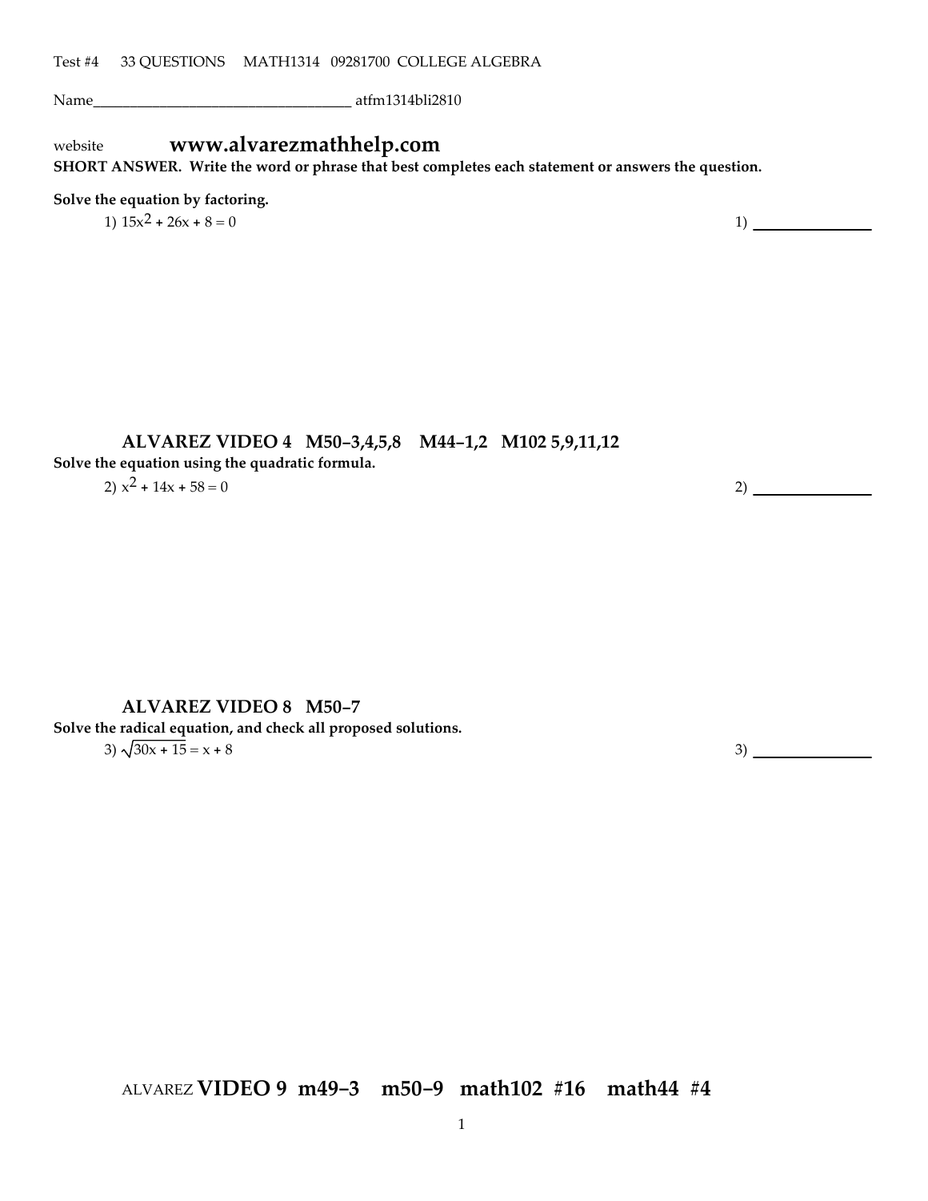Test #4 33 QUESTIONS MATH1314 09281700 COLLEGE ALGEBRA

Name___________________________________ atfm1314bli2810

website **www.alvarezmathhelp.com**

**SHORT ANSWER. Write the word or phrase that best completes each statement or answers the question.**

**Solve the equation by factoring.**

1) $15x^2 + 26x + 8 = 0$ 1) _______________

**ALVAREZ VIDEO 4 M50–3,4,5,8 M44–1,2 M102 5,9,11,12**

**Solve the equation using the quadratic formula.**

2) $x^2 + 14x + 58 = 0$ 2) _______________

**ALVAREZ VIDEO 8 M50–7**

**Solve the radical equation, and check all proposed solutions.**

3) $\sqrt{30x + 15} = x + 8$ 3) _______________

ALVAREZ **VIDEO 9 m49–3 m50–9 math102 #16 math44 #4**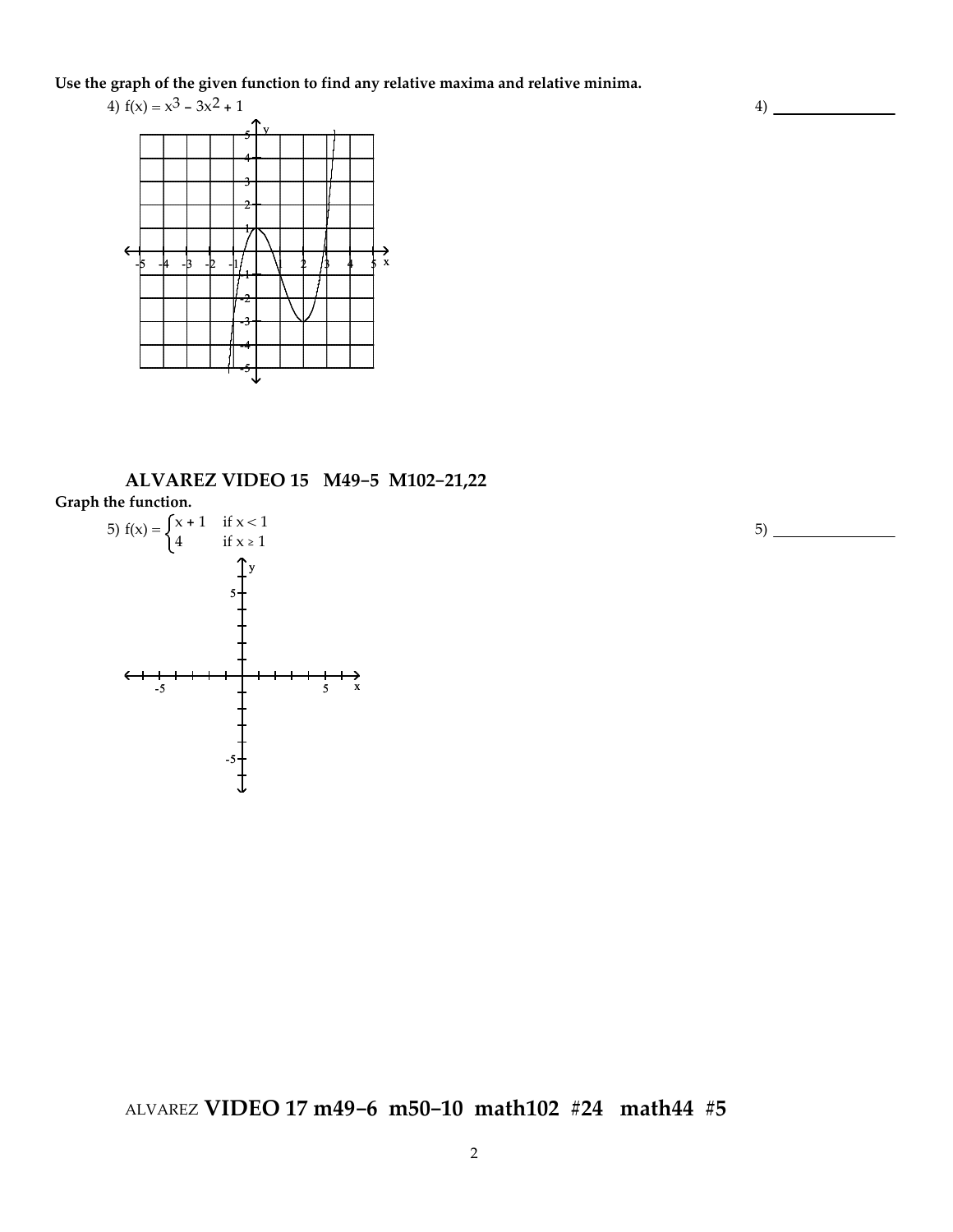**Use the graph of the given function to find any relative maxima and relative minima.**

4) $f(x) = x^3 - 3x^2 + 1$ 4) ______________

## ALVAREZ VIDEO 15 M49−5 M102−21,22

**Graph the function.**

5) $f(x) = \begin{cases} x + 1 & \text{if } x < 1 \\ 4 & \text{if } x \geq 1 \end{cases}$ 5) ______________

ALVAREZ **VIDEO 17 m49−6 m50−10 math102 #24 math44 #5**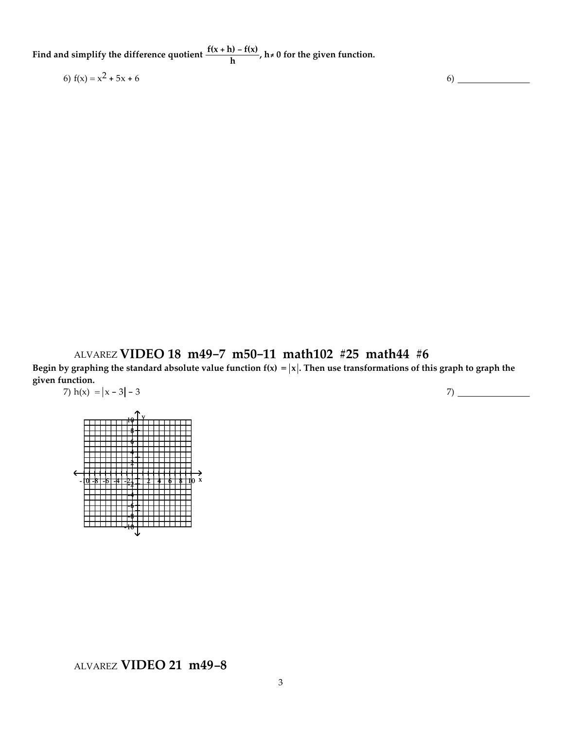**Find and simplify the difference quotient $\frac{f(x + h) - f(x)}{h}$, $h \neq 0$ for the given function.**

6) $f(x) = x^2 + 5x + 6$ 6) ________________

ALVAREZ **VIDEO 18 m49–7 m50–11 math102 #25 math44 #6**

**Begin by graphing the standard absolute value function $f(x) = |x|$. Then use transformations of this graph to graph the given function.**

7) $h(x) = |x - 3| - 3$ 7) ________________

ALVAREZ **VIDEO 21 m49–8**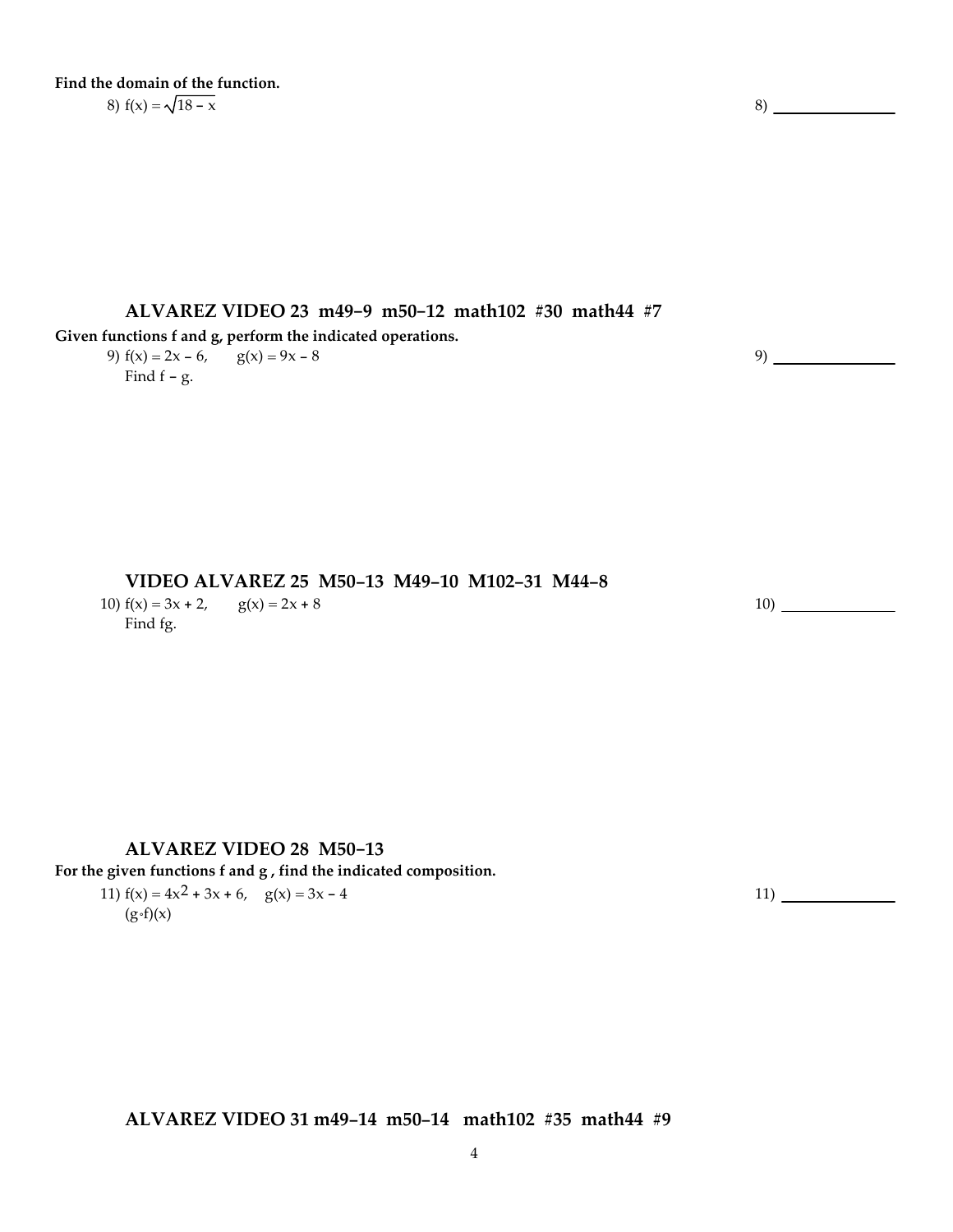**Find the domain of the function.**

8) $f(x) = \sqrt{18 - x}$ 8) ______________

### ALVAREZ VIDEO 23 m49–9 m50–12 math102 #30 math44 #7

**Given functions f and g, perform the indicated operations.**

9) $f(x) = 2x - 6, \quad g(x) = 9x - 8$
Find $f - g$. 9) ______________

### VIDEO ALVAREZ 25 M50–13 M49–10 M102–31 M44–8

10) $f(x) = 3x + 2, \quad g(x) = 2x + 8$
Find $fg$. 10) ______________

### ALVAREZ VIDEO 28 M50–13

**For the given functions f and g , find the indicated composition.**

11) $f(x) = 4x^2 + 3x + 6, \quad g(x) = 3x - 4$
$(g \circ f)(x)$ 11) ______________

### ALVAREZ VIDEO 31 m49–14 m50–14 math102 #35 math44 #9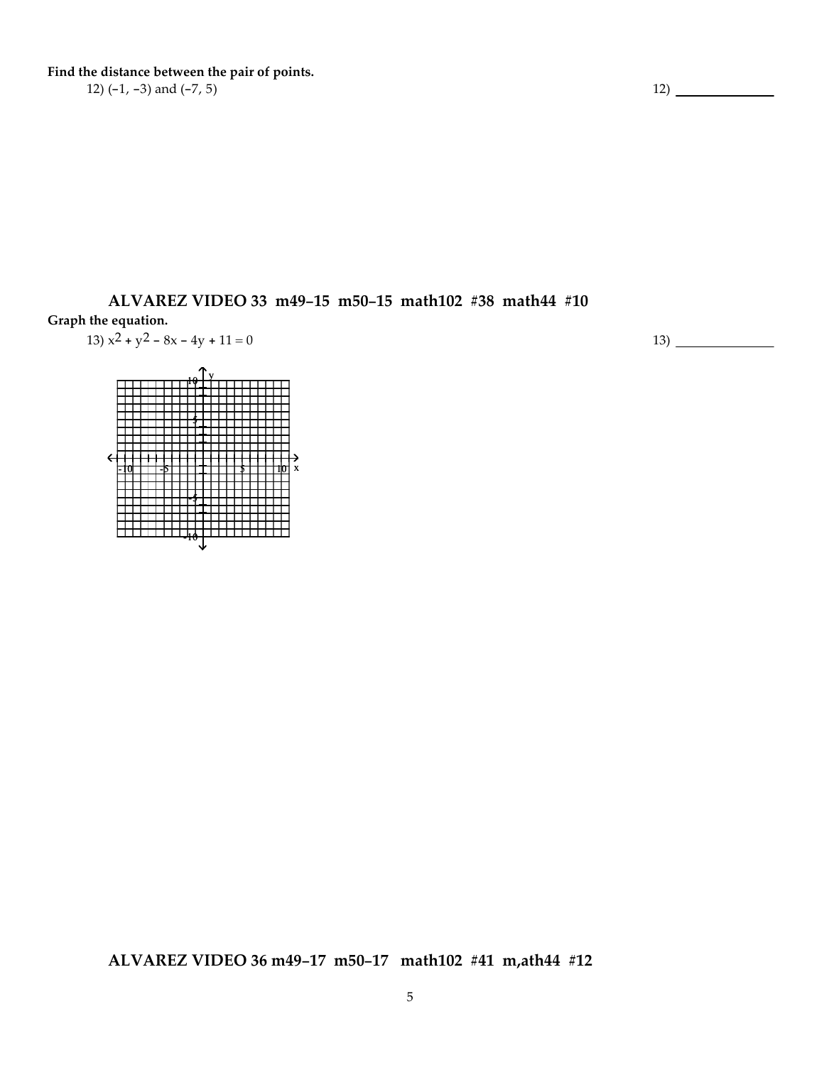**Find the distance between the pair of points.**

12) $(-1, -3)$ and $(-7, 5)$ 12) ______________

### ALVAREZ VIDEO 33 m49–15 m50–15 math102 #38 math44 #10

**Graph the equation.**

13) $x^2 + y^2 - 8x - 4y + 11 = 0$ 13) ______________

### ALVAREZ VIDEO 36 m49–17 m50–17 math102 #41 m,ath44 #12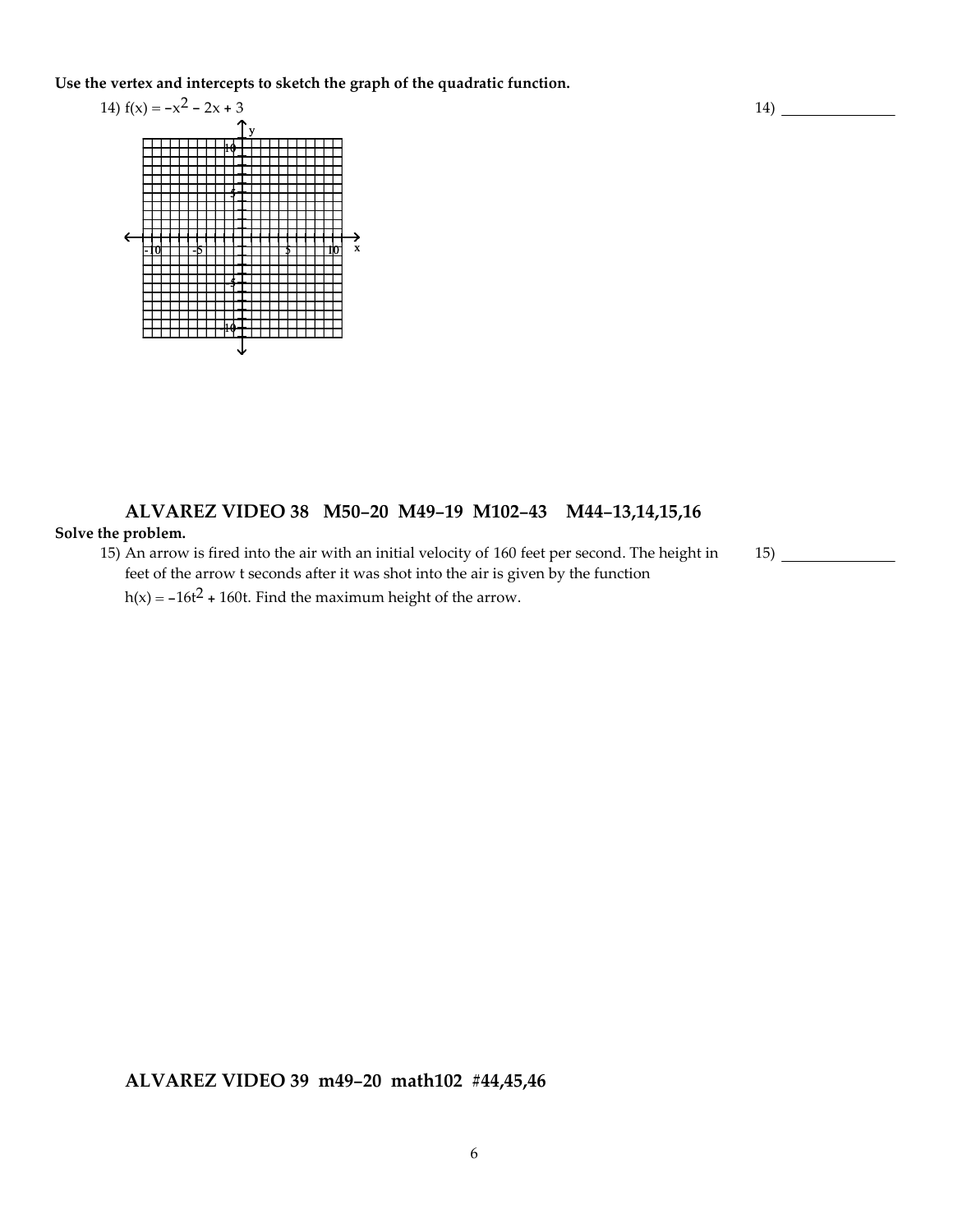**Use the vertex and intercepts to sketch the graph of the quadratic function.**

14) $f(x) = -x^2 - 2x + 3$

14) _______________

## ALVAREZ VIDEO 38 M50–20 M49–19 M102–43 M44–13,14,15,16

**Solve the problem.**

15) An arrow is fired into the air with an initial velocity of 160 feet per second. The height in feet of the arrow t seconds after it was shot into the air is given by the function $h(x) = -16t^2 + 160t$. Find the maximum height of the arrow.

15) _______________

## ALVAREZ VIDEO 39 m49–20 math102 #44,45,46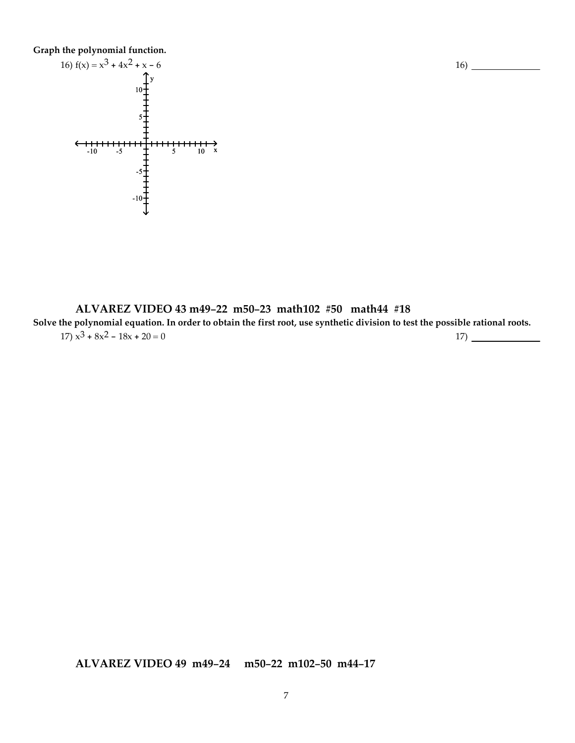**Graph the polynomial function.**

16) $f(x) = x^3 + 4x^2 + x - 6$

16) _______________

## ALVAREZ VIDEO 43 m49–22 m50–23 math102 #50 math44 #18

**Solve the polynomial equation. In order to obtain the first root, use synthetic division to test the possible rational roots.**

17) $x^3 + 8x^2 - 18x + 20 = 0$

17) _______________

## ALVAREZ VIDEO 49 m49–24 m50–22 m102–50 m44–17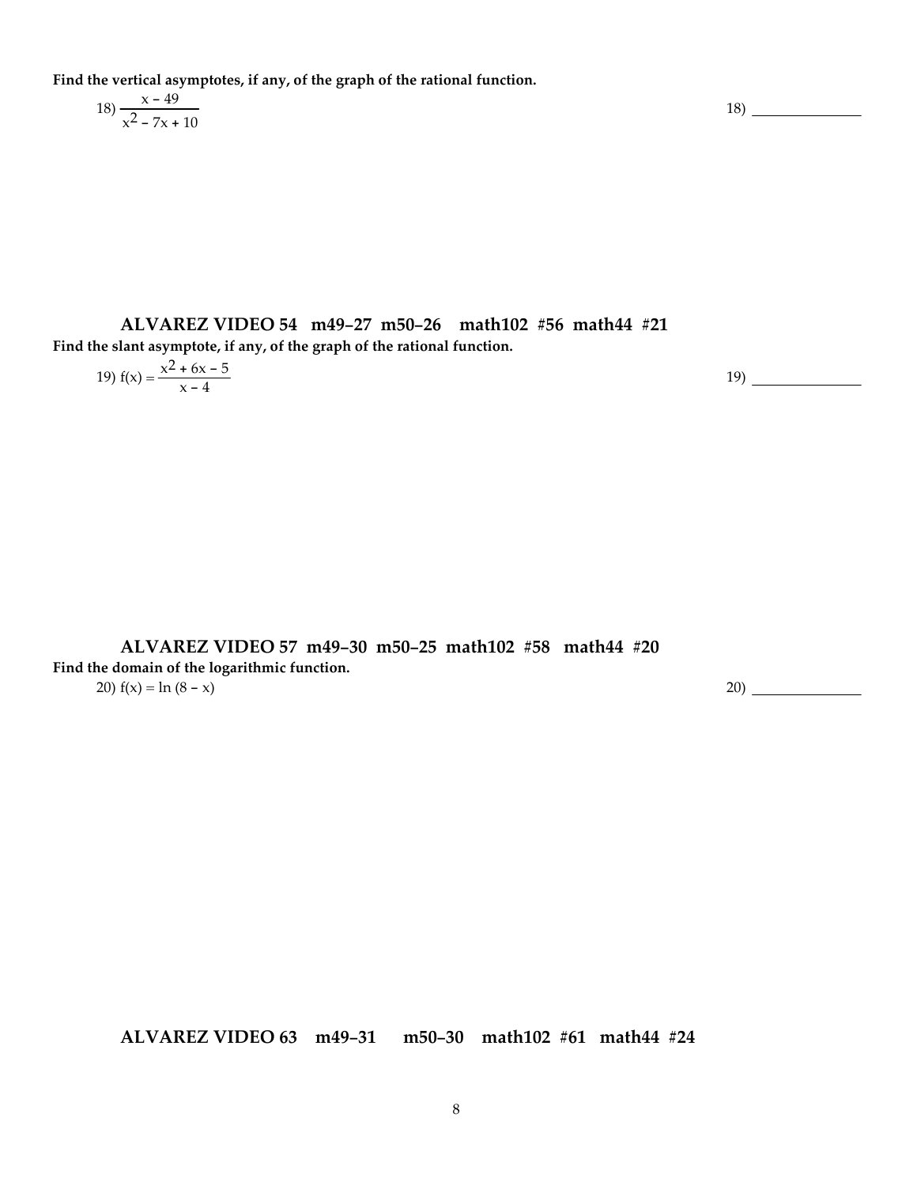**Find the vertical asymptotes, if any, of the graph of the rational function.**

18) $\dfrac{x - 49}{x^2 - 7x + 10}$ 18) ______________

### ALVAREZ VIDEO 54 m49–27 m50–26 math102 #56 math44 #21

**Find the slant asymptote, if any, of the graph of the rational function.**

19) $f(x) = \dfrac{x^2 + 6x - 5}{x - 4}$ 19) ______________

### ALVAREZ VIDEO 57 m49–30 m50–25 math102 #58 math44 #20

**Find the domain of the logarithmic function.**

20) $f(x) = \ln(8 - x)$ 20) ______________

### ALVAREZ VIDEO 63 m49–31 m50–30 math102 #61 math44 #24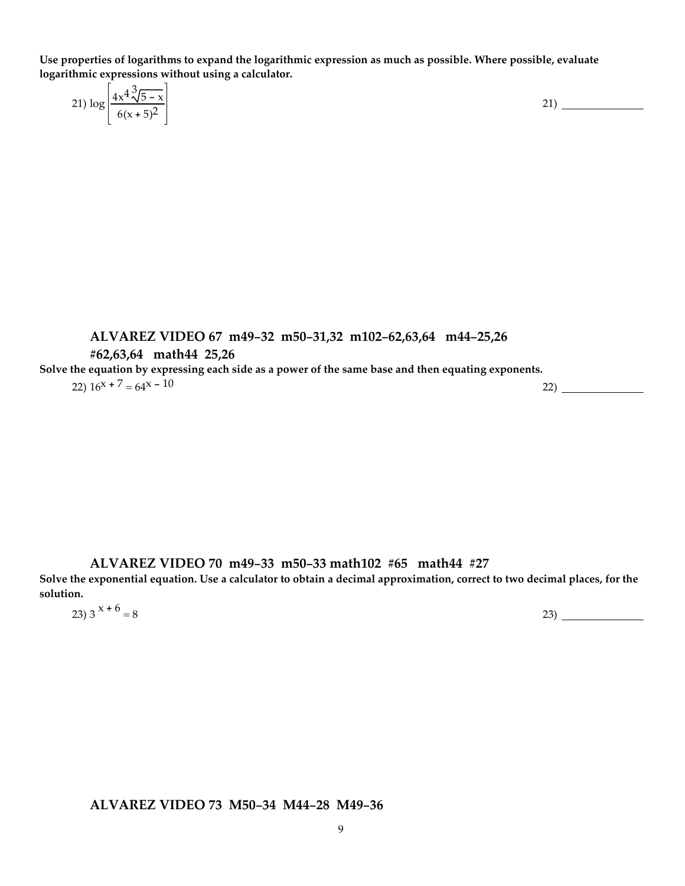**Use properties of logarithms to expand the logarithmic expression as much as possible. Where possible, evaluate logarithmic expressions without using a calculator.**

21) $\log\left[\dfrac{4x^4\sqrt[3]{5-x}}{6(x+5)^2}\right]$ 21) ______________

### ALVAREZ VIDEO 67 m49–32 m50–31,32 m102–62,63,64 m44–25,26 #62,63,64 math44 25,26

**Solve the equation by expressing each side as a power of the same base and then equating exponents.**

22) $16^{x+7} = 64^{x-10}$ 22) ______________

### ALVAREZ VIDEO 70 m49–33 m50–33 math102 #65 math44 #27

**Solve the exponential equation. Use a calculator to obtain a decimal approximation, correct to two decimal places, for the solution.**

23) $3^{x+6} = 8$ 23) ______________

### ALVAREZ VIDEO 73 M50–34 M44–28 M49–36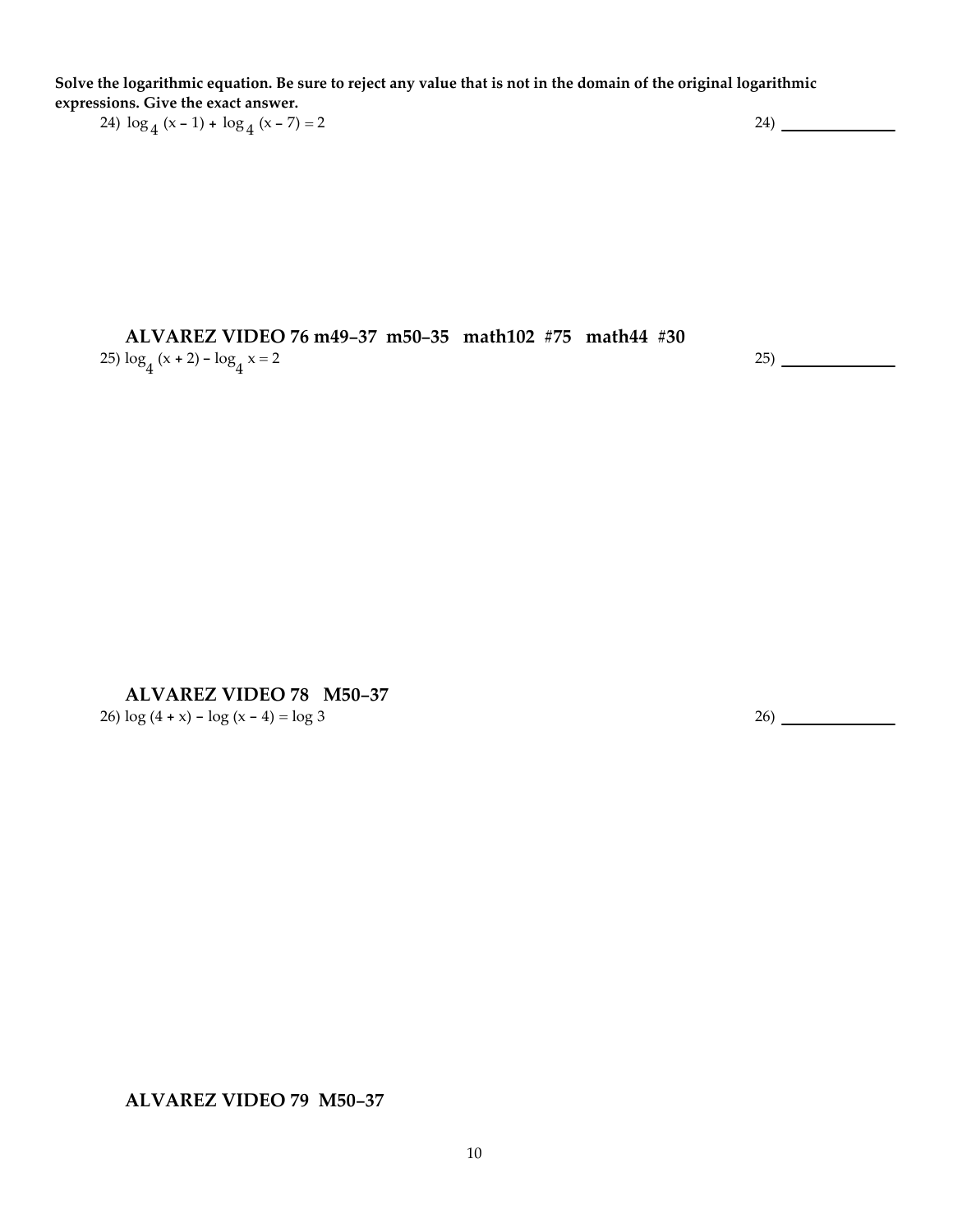**Solve the logarithmic equation. Be sure to reject any value that is not in the domain of the original logarithmic expressions. Give the exact answer.**

24) $\log_4 (x - 1) + \log_4 (x - 7) = 2$ 24) ______________

**ALVAREZ VIDEO 76 m49–37 m50–35 math102 #75 math44 #30**

25) $\log_4 (x + 2) - \log_4 x = 2$ 25) ______________

**ALVAREZ VIDEO 78 M50–37**

26) $\log (4 + x) - \log (x - 4) = \log 3$ 26) ______________

**ALVAREZ VIDEO 79 M50–37**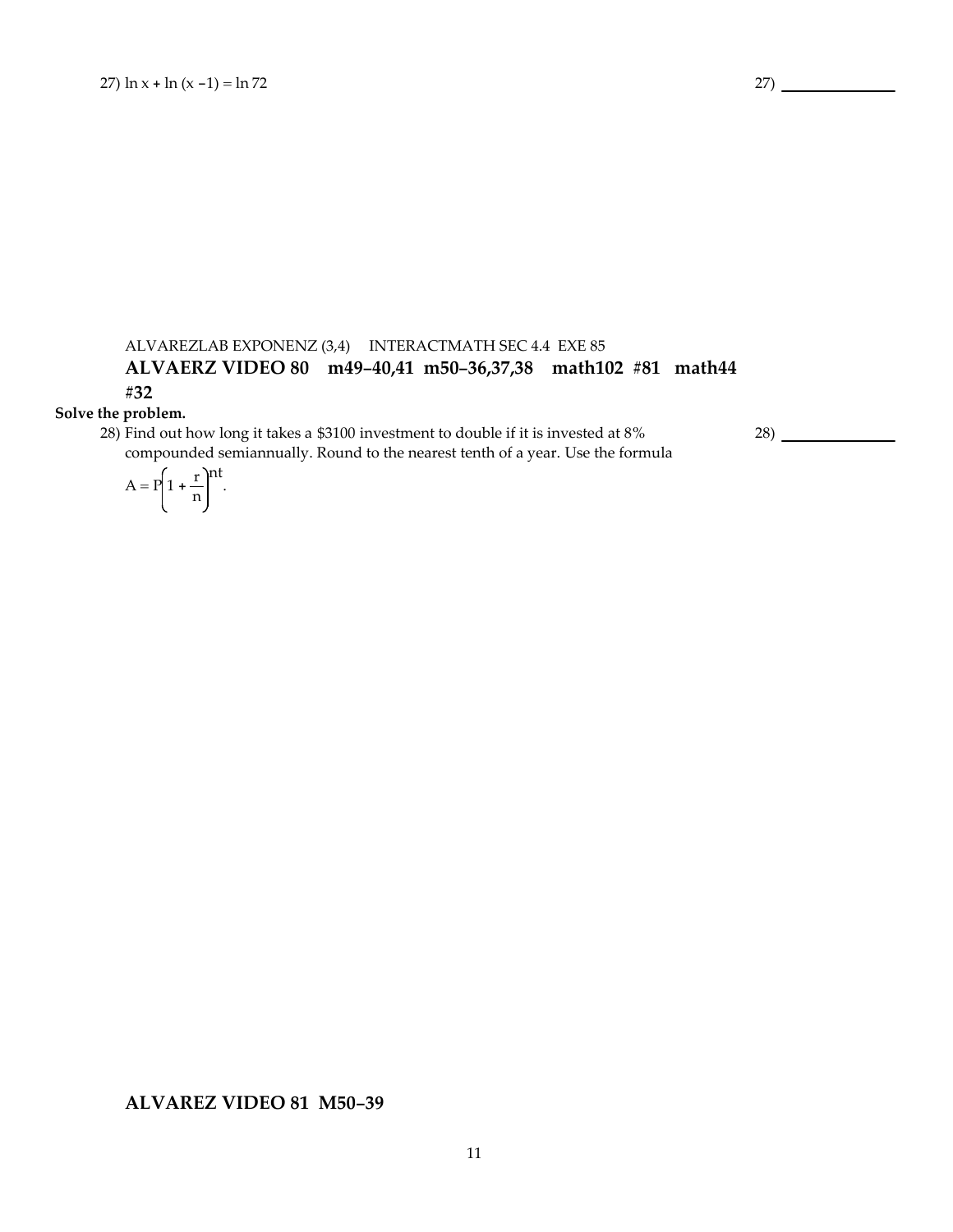27) $\ln x + \ln (x - 1) = \ln 72$ 27) ______________

ALVAREZLAB EXPONENZ (3,4) INTERACTMATH SEC 4.4 EXE 85

**ALVAERZ VIDEO 80 m49–40,41 m50–36,37,38 math102 #81 math44 #32**

**Solve the problem.**

28) Find out how long it takes a $3100 investment to double if it is invested at 8% compounded semiannually. Round to the nearest tenth of a year. Use the formula $A = P\left(1 + \frac{r}{n}\right)^{nt}$. 28) ______________

**ALVAREZ VIDEO 81 M50–39**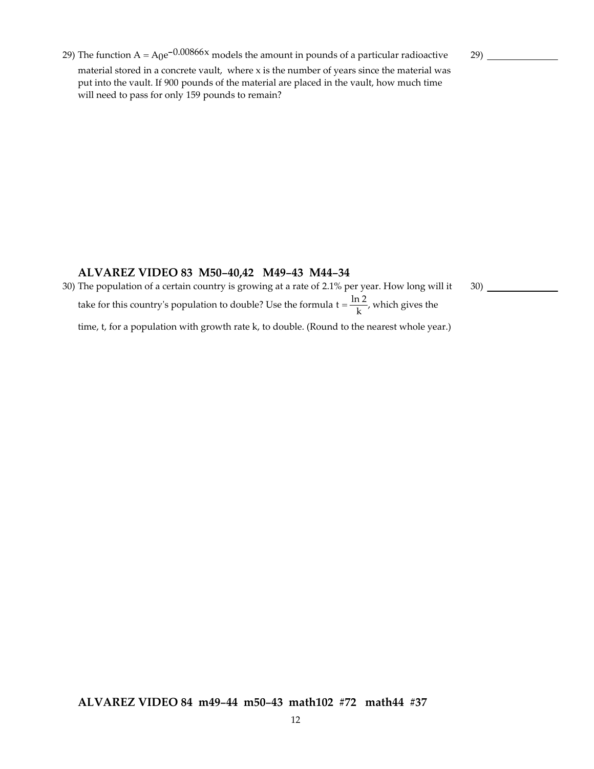29) The function $A = A_0e^{-0.00866x}$ models the amount in pounds of a particular radioactive material stored in a concrete vault, where x is the number of years since the material was put into the vault. If 900 pounds of the material are placed in the vault, how much time will need to pass for only 159 pounds to remain?

29) _______________

**ALVAREZ VIDEO 83 M50–40,42 M49–43 M44–34**

30) The population of a certain country is growing at a rate of 2.1% per year. How long will it take for this country's population to double? Use the formula $t = \frac{\ln 2}{k}$, which gives the time, t, for a population with growth rate k, to double. (Round to the nearest whole year.)

30) _______________

**ALVAREZ VIDEO 84 m49–44 m50–43 math102 #72 math44 #37**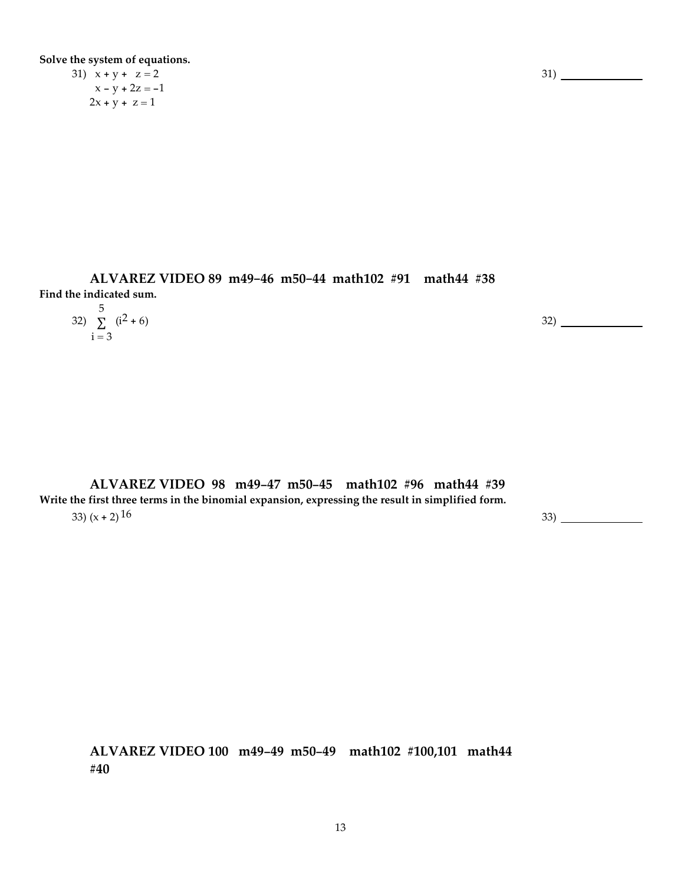**Solve the system of equations.**

31) $$\begin{aligned} x + y + z &= 2 \\ x - y + 2z &= -1 \\ 2x + y + z &= 1 \end{aligned}$$

31) ______________

### ALVAREZ VIDEO 89 m49–46 m50–44 math102 #91 math44 #38

**Find the indicated sum.**

32) $\sum_{i=3}^{5} (i^2 + 6)$

32) ______________

### ALVAREZ VIDEO 98 m49–47 m50–45 math102 #96 math44 #39

**Write the first three terms in the binomial expansion, expressing the result in simplified form.**

33) $(x + 2)^{16}$

33) ______________

### ALVAREZ VIDEO 100 m49–49 m50–49 math102 #100,101 math44 #40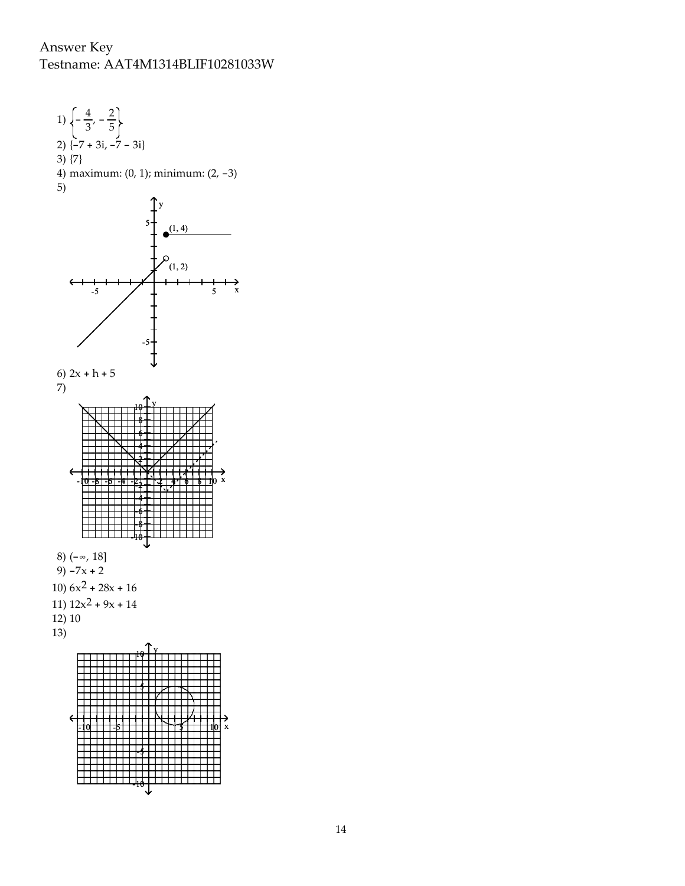Answer Key
Testname: AAT4M1314BLIF10281033W

1) $\left\{-\frac{4}{3}, -\frac{2}{5}\right\}$

2) $\{-7 + 3i, -7 - 3i\}$

3) $\{7\}$

4) maximum: $(0, 1)$; minimum: $(2, -3)$

5)

6) $2x + h + 5$

7)

8) $(-\infty, 18]$

9) $-7x + 2$

10) $6x^2 + 28x + 16$

11) $12x^2 + 9x + 14$

12) 10

13)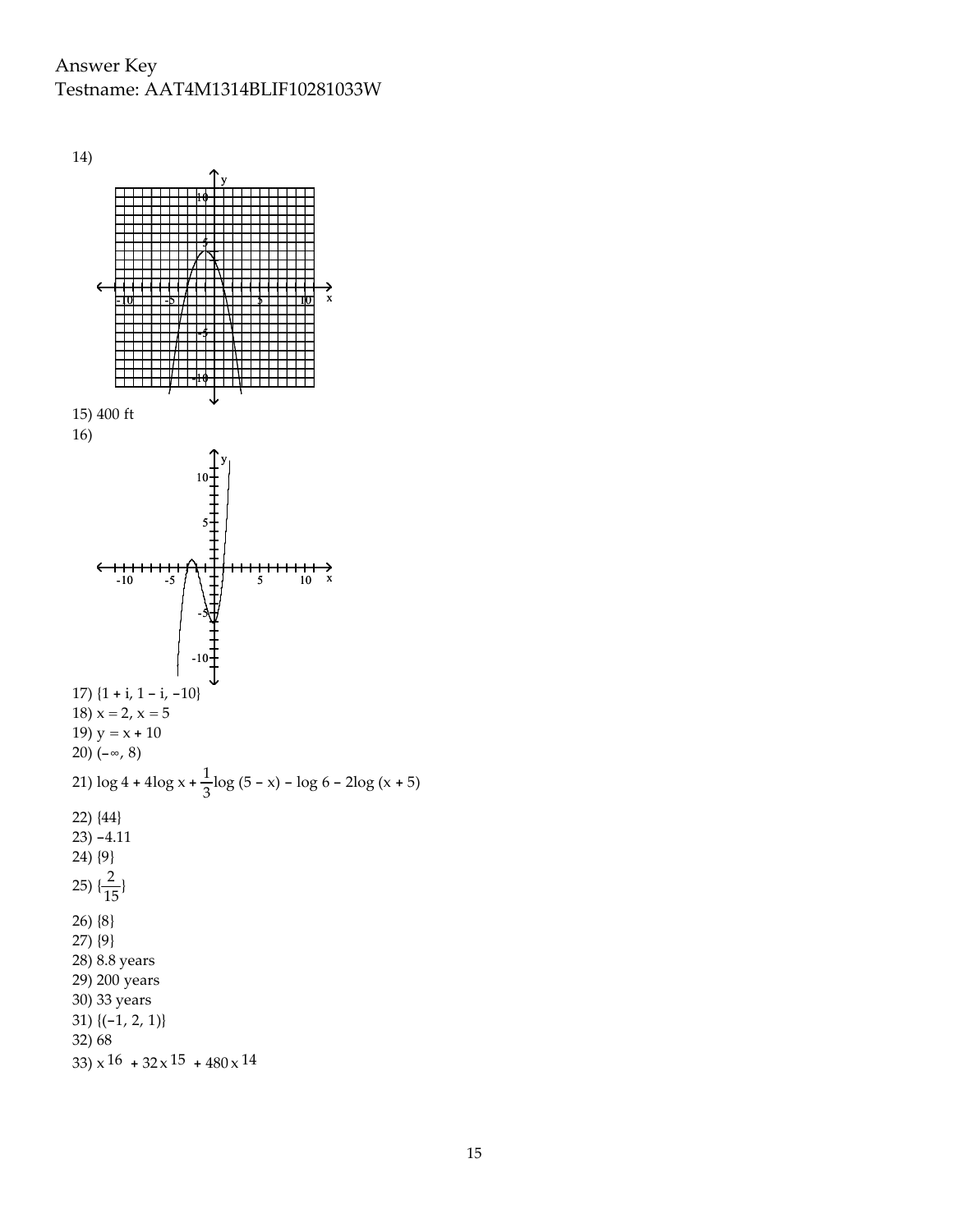Answer Key
Testname: AAT4M1314BLIF10281033W

14)

y
10
5
-10
-5
5
10
x
-5
-10

15) 400 ft

16)

y
10
5
-10
-5
5
10
x
-5
-10

17) $\{1 + i, 1 - i, -10\}$

18) $x = 2, x = 5$

19) $y = x + 10$

20) $(-\infty, 8)$

21) $\log 4 + 4\log x + \frac{1}{3}\log (5 - x) - \log 6 - 2\log (x + 5)$

22) $\{44\}$

23) $-4.11$

24) $\{9\}$

25) $\{\frac{2}{15}\}$

26) $\{8\}$

27) $\{9\}$

28) 8.8 years

29) 200 years

30) 33 years

31) $\{(-1, 2, 1)\}$

32) 68

33) $x^{16} + 32x^{15} + 480x^{14}$